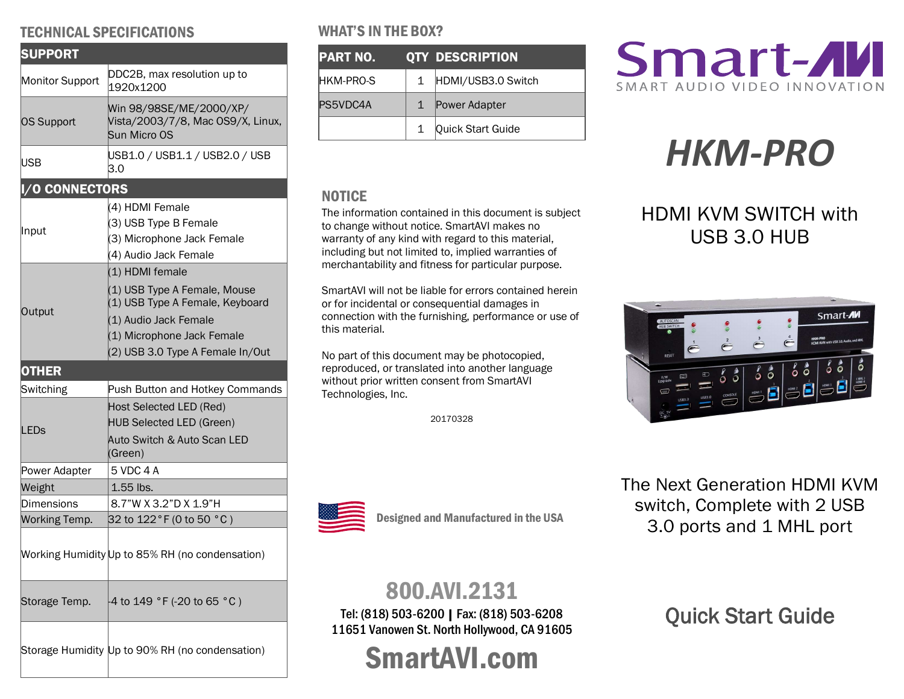## TECHNICAL SPECIFICATIONS

| SUPPORT | |
|---|---|
| Monitor Support | DDC2B, max resolution up to 1920x1200 |
| OS Support | Win 98/98SE/ME/2000/XP/ Vista/2003/7/8, Mac OS9/X, Linux, Sun Micro OS |
| USB | USB1.0 / USB1.1 / USB2.0 / USB 3.0 |
| **I/O CONNECTORS** | |
| Input | (4) HDMI Female<br>(3) USB Type B Female<br>(3) Microphone Jack Female<br>(4) Audio Jack Female |
| Output | (1) HDMI female<br>(1) USB Type A Female, Mouse<br>(1) USB Type A Female, Keyboard<br>(1) Audio Jack Female<br>(1) Microphone Jack Female<br>(2) USB 3.0 Type A Female In/Out |
| **OTHER** | |
| Switching | Push Button and Hotkey Commands |
| LEDs | Host Selected LED (Red)<br>HUB Selected LED (Green)<br>Auto Switch & Auto Scan LED (Green) |
| Power Adapter | 5 VDC 4 A |
| Weight | 1.55 lbs. |
| Dimensions | 8.7"W X 3.2"D X 1.9"H |
| Working Temp. | 32 to 122°F (0 to 50 °C ) |
| Working Humidity | Up to 85% RH (no condensation) |
| Storage Temp. | -4 to 149 °F (-20 to 65 °C ) |
| Storage Humidity | Up to 90% RH (no condensation) |

## WHAT'S IN THE BOX?

| PART NO. | QTY | DESCRIPTION |
|---|---|---|
| HKM-PRO-S | 1 | HDMI/USB3.0 Switch |
| PS5VDC4A | 1 | Power Adapter |
| | 1 | Quick Start Guide |

## NOTICE

The information contained in this document is subject to change without notice. SmartAVI makes no warranty of any kind with regard to this material, including but not limited to, implied warranties of merchantability and fitness for particular purpose.

SmartAVI will not be liable for errors contained herein or for incidental or consequential damages in connection with the furnishing, performance or use of this material.

No part of this document may be photocopied, reproduced, or translated into another language without prior written consent from SmartAVI Technologies, Inc.

20170328

**Designed and Manufactured in the USA**

**800.AVI.2131**

**Tel: (818) 503-6200 | Fax: (818) 503-6208**
**11651 Vanowen St. North Hollywood, CA 91605**

**SmartAVI.com**

Smart-AVI
SMART AUDIO VIDEO INNOVATION

# *HKM-PRO*

## HDMI KVM SWITCH with USB 3.0 HUB

The Next Generation HDMI KVM switch, Complete with 2 USB 3.0 ports and 1 MHL port

## Quick Start Guide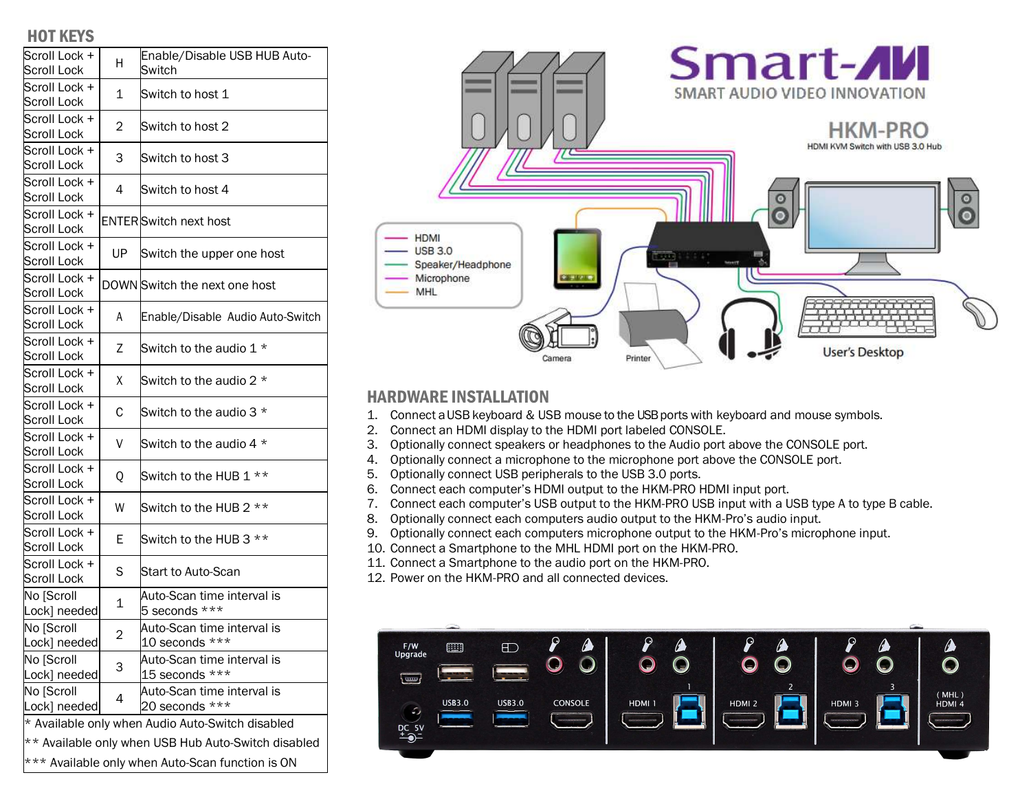## HOT KEYS

| | | |
|---|---|---|
| Scroll Lock + Scroll Lock | H | Enable/Disable USB HUB Auto-Switch |
| Scroll Lock + Scroll Lock | 1 | Switch to host 1 |
| Scroll Lock + Scroll Lock | 2 | Switch to host 2 |
| Scroll Lock + Scroll Lock | 3 | Switch to host 3 |
| Scroll Lock + Scroll Lock | 4 | Switch to host 4 |
| Scroll Lock + Scroll Lock | ENTER | Switch next host |
| Scroll Lock + Scroll Lock | UP | Switch the upper one host |
| Scroll Lock + Scroll Lock | DOWN | Switch the next one host |
| Scroll Lock + Scroll Lock | A | Enable/Disable Audio Auto-Switch |
| Scroll Lock + Scroll Lock | Z | Switch to the audio 1 * |
| Scroll Lock + Scroll Lock | X | Switch to the audio 2 * |
| Scroll Lock + Scroll Lock | C | Switch to the audio 3 * |
| Scroll Lock + Scroll Lock | V | Switch to the audio 4 * |
| Scroll Lock + Scroll Lock | Q | Switch to the HUB 1 ** |
| Scroll Lock + Scroll Lock | W | Switch to the HUB 2 ** |
| Scroll Lock + Scroll Lock | E | Switch to the HUB 3 ** |
| Scroll Lock + Scroll Lock | S | Start to Auto-Scan |
| No [Scroll Lock] needed | 1 | Auto-Scan time interval is 5 seconds *** |
| No [Scroll Lock] needed | 2 | Auto-Scan time interval is 10 seconds *** |
| No [Scroll Lock] needed | 3 | Auto-Scan time interval is 15 seconds *** |
| No [Scroll Lock] needed | 4 | Auto-Scan time interval is 20 seconds *** |

* Available only when Audio Auto-Switch disabled

** Available only when USB Hub Auto-Switch disabled

*** Available only when Auto-Scan function is ON

Smart-AVI

SMART AUDIO VIDEO INNOVATION

HKM-PRO

HDMI KVM Switch with USB 3.0 Hub

HDMI
USB 3.0
Speaker/Headphone
Microphone
MHL

Camera

Printer

User's Desktop

## HARDWARE INSTALLATION

1. Connect a USB keyboard & USB mouse to the USB ports with keyboard and mouse symbols.
2. Connect an HDMI display to the HDMI port labeled CONSOLE.
3. Optionally connect speakers or headphones to the Audio port above the CONSOLE port.
4. Optionally connect a microphone to the microphone port above the CONSOLE port.
5. Optionally connect USB peripherals to the USB 3.0 ports.
6. Connect each computer's HDMI output to the HKM-PRO HDMI input port.
7. Connect each computer's USB output to the HKM-PRO USB input with a USB type A to type B cable.
8. Optionally connect each computers audio output to the HKM-Pro's audio input.
9. Optionally connect each computers microphone output to the HKM-Pro's microphone input.
10. Connect a Smartphone to the MHL HDMI port on the HKM-PRO.
11. Connect a Smartphone to the audio port on the HKM-PRO.
12. Power on the HKM-PRO and all connected devices.

F/W Upgrade

DC 5V

USB3.0

USB3.0

CONSOLE

HDMI 1

1

HDMI 2

2

HDMI 3

3

( MHL ) HDMI 4